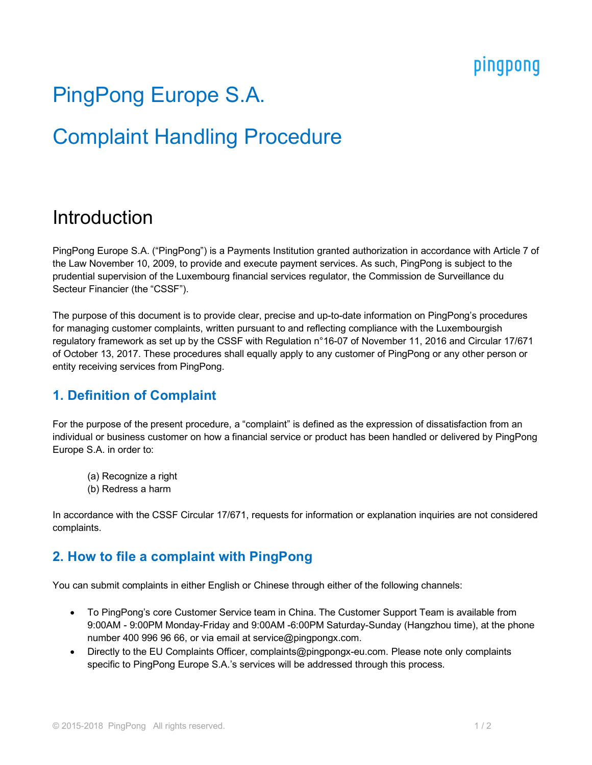# PingPong Europe S.A.

# Complaint Handling Procedure

## Introduction

PingPong Europe S.A. ("PingPong") is a Payments Institution granted authorization in accordance with Article 7 of the Law November 10, 2009, to provide and execute payment services. As such, PingPong is subject to the prudential supervision of the Luxembourg financial services regulator, the Commission de Surveillance du Secteur Financier (the "CSSF").

The purpose of this document is to provide clear, precise and up-to-date information on PingPong's procedures for managing customer complaints, written pursuant to and reflecting compliance with the Luxembourgish regulatory framework as set up by the CSSF with Regulation n°16-07 of November 11, 2016 and Circular 17/671 of October 13, 2017. These procedures shall equally apply to any customer of PingPong or any other person or entity receiving services from PingPong.

### 1. Definition of Complaint

For the purpose of the present procedure, a "complaint" is defined as the expression of dissatisfaction from an individual or business customer on how a financial service or product has been handled or delivered by PingPong Europe S.A. in order to:

(a) Recognize a right
(b) Redress a harm

In accordance with the CSSF Circular 17/671, requests for information or explanation inquiries are not considered complaints.

### 2. How to file a complaint with PingPong

You can submit complaints in either English or Chinese through either of the following channels:

- To PingPong's core Customer Service team in China. The Customer Support Team is available from 9:00AM - 9:00PM Monday-Friday and 9:00AM -6:00PM Saturday-Sunday (Hangzhou time), at the phone number 400 996 96 66, or via email at service@pingpongx.com.
- Directly to the EU Complaints Officer, complaints@pingpongx-eu.com. Please note only complaints specific to PingPong Europe S.A.'s services will be addressed through this process.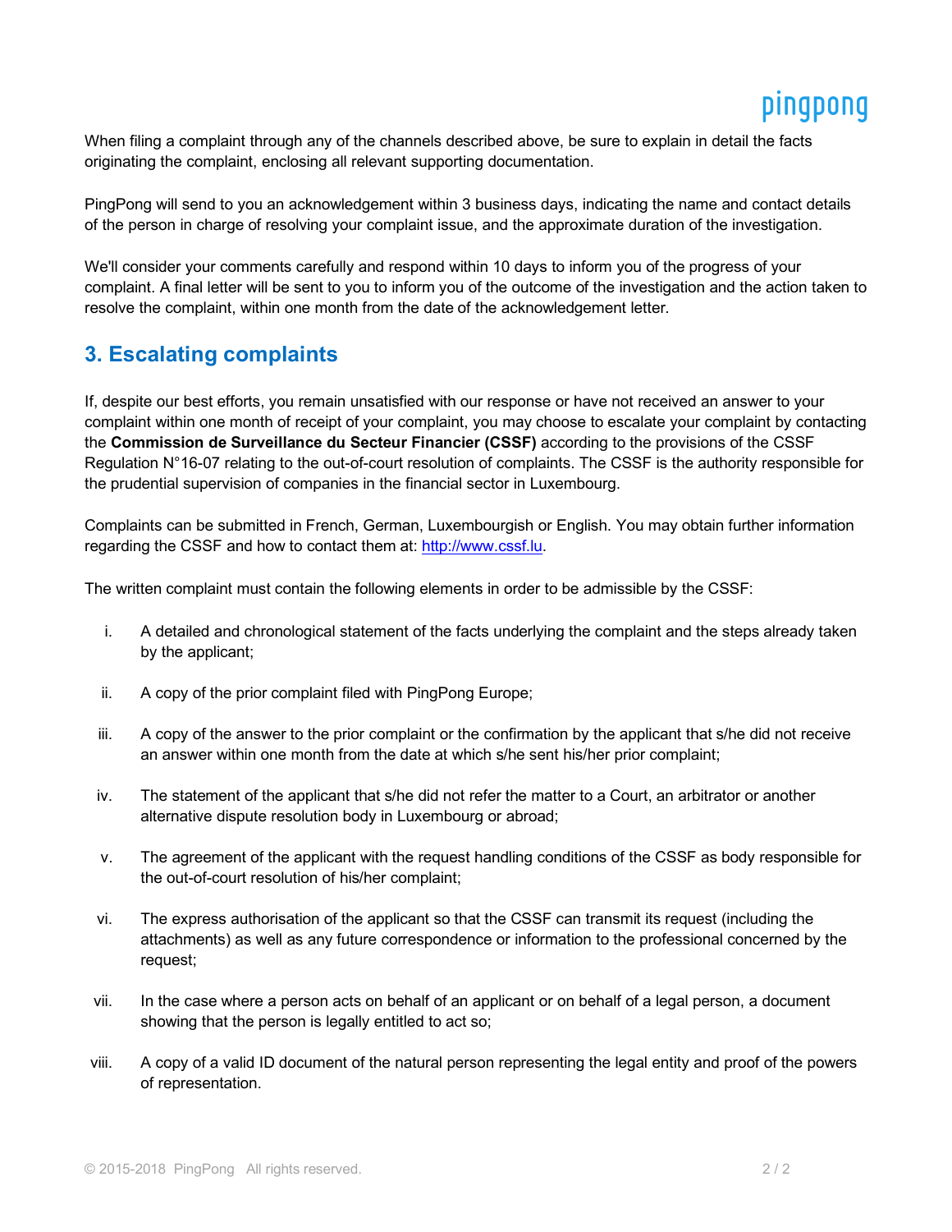When filing a complaint through any of the channels described above, be sure to explain in detail the facts originating the complaint, enclosing all relevant supporting documentation.

PingPong will send to you an acknowledgement within 3 business days, indicating the name and contact details of the person in charge of resolving your complaint issue, and the approximate duration of the investigation.

We'll consider your comments carefully and respond within 10 days to inform you of the progress of your complaint. A final letter will be sent to you to inform you of the outcome of the investigation and the action taken to resolve the complaint, within one month from the date of the acknowledgement letter.

## 3. Escalating complaints

If, despite our best efforts, you remain unsatisfied with our response or have not received an answer to your complaint within one month of receipt of your complaint, you may choose to escalate your complaint by contacting the **Commission de Surveillance du Secteur Financier (CSSF)** according to the provisions of the CSSF Regulation N°16-07 relating to the out-of-court resolution of complaints. The CSSF is the authority responsible for the prudential supervision of companies in the financial sector in Luxembourg.

Complaints can be submitted in French, German, Luxembourgish or English. You may obtain further information regarding the CSSF and how to contact them at: http://www.cssf.lu.

The written complaint must contain the following elements in order to be admissible by the CSSF:

i. A detailed and chronological statement of the facts underlying the complaint and the steps already taken by the applicant;

ii. A copy of the prior complaint filed with PingPong Europe;

iii. A copy of the answer to the prior complaint or the confirmation by the applicant that s/he did not receive an answer within one month from the date at which s/he sent his/her prior complaint;

iv. The statement of the applicant that s/he did not refer the matter to a Court, an arbitrator or another alternative dispute resolution body in Luxembourg or abroad;

v. The agreement of the applicant with the request handling conditions of the CSSF as body responsible for the out-of-court resolution of his/her complaint;

vi. The express authorisation of the applicant so that the CSSF can transmit its request (including the attachments) as well as any future correspondence or information to the professional concerned by the request;

vii. In the case where a person acts on behalf of an applicant or on behalf of a legal person, a document showing that the person is legally entitled to act so;

viii. A copy of a valid ID document of the natural person representing the legal entity and proof of the powers of representation.